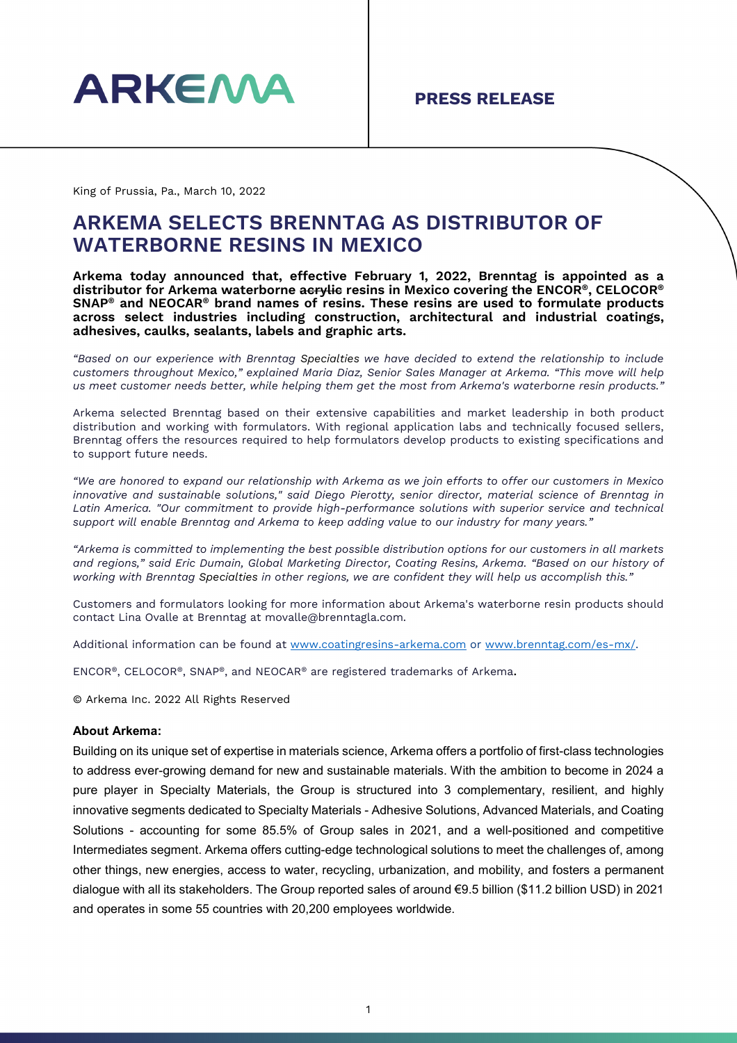ARKEMA

**PRESS RELEASE**

King of Prussia, Pa., March 10, 2022

# ARKEMA SELECTS BRENNTAG AS DISTRIBUTOR OF WATERBORNE RESINS IN MEXICO

**Arkema today announced that, effective February 1, 2022, Brenntag is appointed as a distributor for Arkema waterborne ~~acrylic~~ resins in Mexico covering the ENCOR®, CELOCOR® SNAP® and NEOCAR® brand names of resins. These resins are used to formulate products across select industries including construction, architectural and industrial coatings, adhesives, caulks, sealants, labels and graphic arts.**

*"Based on our experience with Brenntag Specialties we have decided to extend the relationship to include customers throughout Mexico," explained Maria Diaz, Senior Sales Manager at Arkema. "This move will help us meet customer needs better, while helping them get the most from Arkema's waterborne resin products."*

Arkema selected Brenntag based on their extensive capabilities and market leadership in both product distribution and working with formulators. With regional application labs and technically focused sellers, Brenntag offers the resources required to help formulators develop products to existing specifications and to support future needs.

*"We are honored to expand our relationship with Arkema as we join efforts to offer our customers in Mexico innovative and sustainable solutions," said Diego Pierotty, senior director, material science of Brenntag in Latin America. "Our commitment to provide high-performance solutions with superior service and technical support will enable Brenntag and Arkema to keep adding value to our industry for many years."*

*"Arkema is committed to implementing the best possible distribution options for our customers in all markets and regions," said Eric Dumain, Global Marketing Director, Coating Resins, Arkema. "Based on our history of working with Brenntag Specialties in other regions, we are confident they will help us accomplish this."*

Customers and formulators looking for more information about Arkema's waterborne resin products should contact Lina Ovalle at Brenntag at movalle@brenntagla.com.

Additional information can be found at www.coatingresins-arkema.com or www.brenntag.com/es-mx/.

ENCOR®, CELOCOR®, SNAP®, and NEOCAR® are registered trademarks of Arkema.

© Arkema Inc. 2022 All Rights Reserved

**About Arkema:**

Building on its unique set of expertise in materials science, Arkema offers a portfolio of first-class technologies to address ever-growing demand for new and sustainable materials. With the ambition to become in 2024 a pure player in Specialty Materials, the Group is structured into 3 complementary, resilient, and highly innovative segments dedicated to Specialty Materials - Adhesive Solutions, Advanced Materials, and Coating Solutions - accounting for some 85.5% of Group sales in 2021, and a well-positioned and competitive Intermediates segment. Arkema offers cutting-edge technological solutions to meet the challenges of, among other things, new energies, access to water, recycling, urbanization, and mobility, and fosters a permanent dialogue with all its stakeholders. The Group reported sales of around €9.5 billion ($11.2 billion USD) in 2021 and operates in some 55 countries with 20,200 employees worldwide.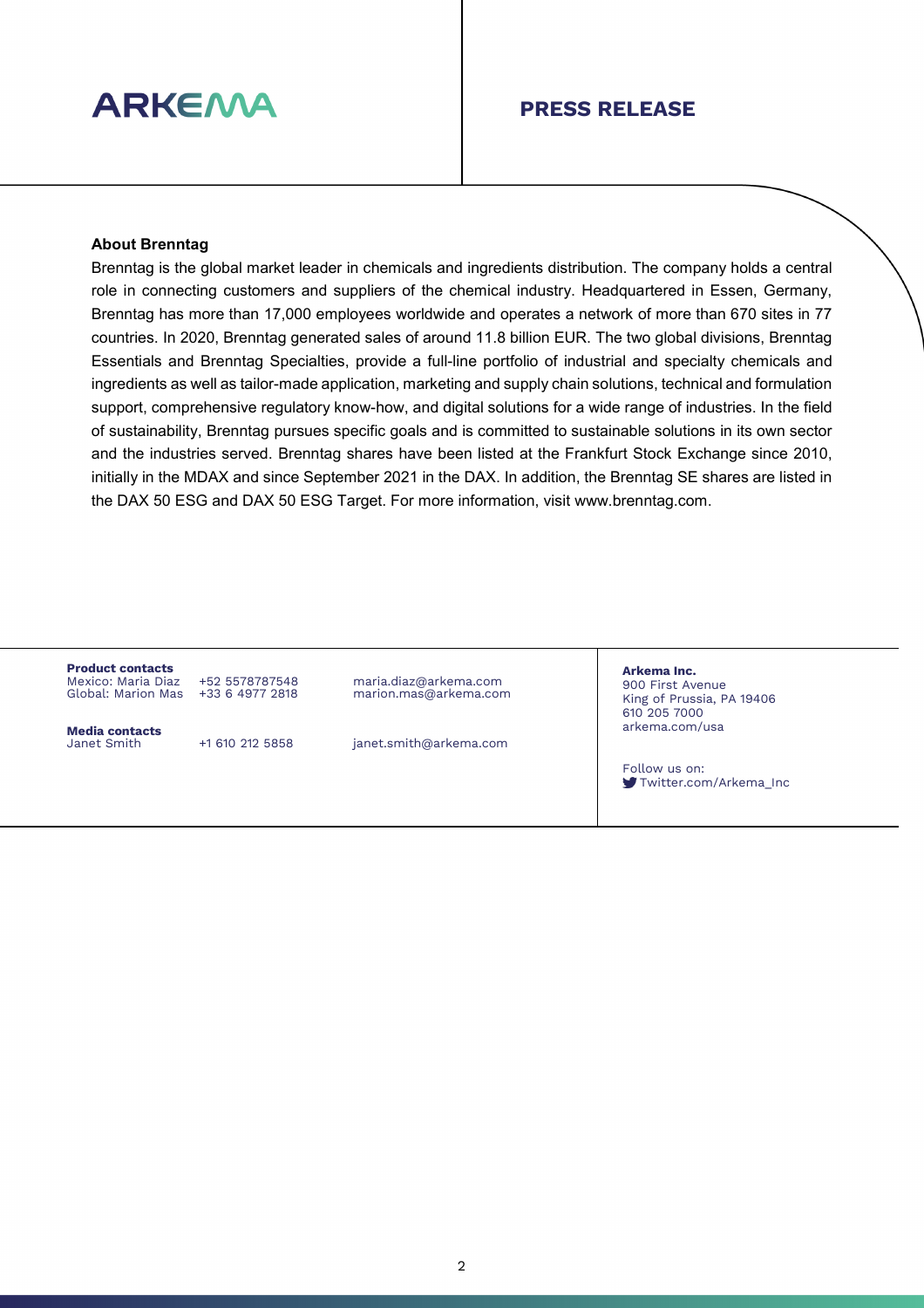ARKEMA

PRESS RELEASE

**About Brenntag**

Brenntag is the global market leader in chemicals and ingredients distribution. The company holds a central role in connecting customers and suppliers of the chemical industry. Headquartered in Essen, Germany, Brenntag has more than 17,000 employees worldwide and operates a network of more than 670 sites in 77 countries. In 2020, Brenntag generated sales of around 11.8 billion EUR. The two global divisions, Brenntag Essentials and Brenntag Specialties, provide a full-line portfolio of industrial and specialty chemicals and ingredients as well as tailor-made application, marketing and supply chain solutions, technical and formulation support, comprehensive regulatory know-how, and digital solutions for a wide range of industries. In the field of sustainability, Brenntag pursues specific goals and is committed to sustainable solutions in its own sector and the industries served. Brenntag shares have been listed at the Frankfurt Stock Exchange since 2010, initially in the MDAX and since September 2021 in the DAX. In addition, the Brenntag SE shares are listed in the DAX 50 ESG and DAX 50 ESG Target. For more information, visit www.brenntag.com.

**Product contacts**

| | | |
|---|---|---|
| Mexico: Maria Diaz | +52 5578787548 | maria.diaz@arkema.com |
| Global: Marion Mas | +33 6 4977 2818 | marion.mas@arkema.com |

**Media contacts**

| | | |
|---|---|---|
| Janet Smith | +1 610 212 5858 | janet.smith@arkema.com |

**Arkema Inc.**
900 First Avenue
King of Prussia, PA 19406
610 205 7000
arkema.com/usa

Follow us on:
Twitter.com/Arkema_Inc